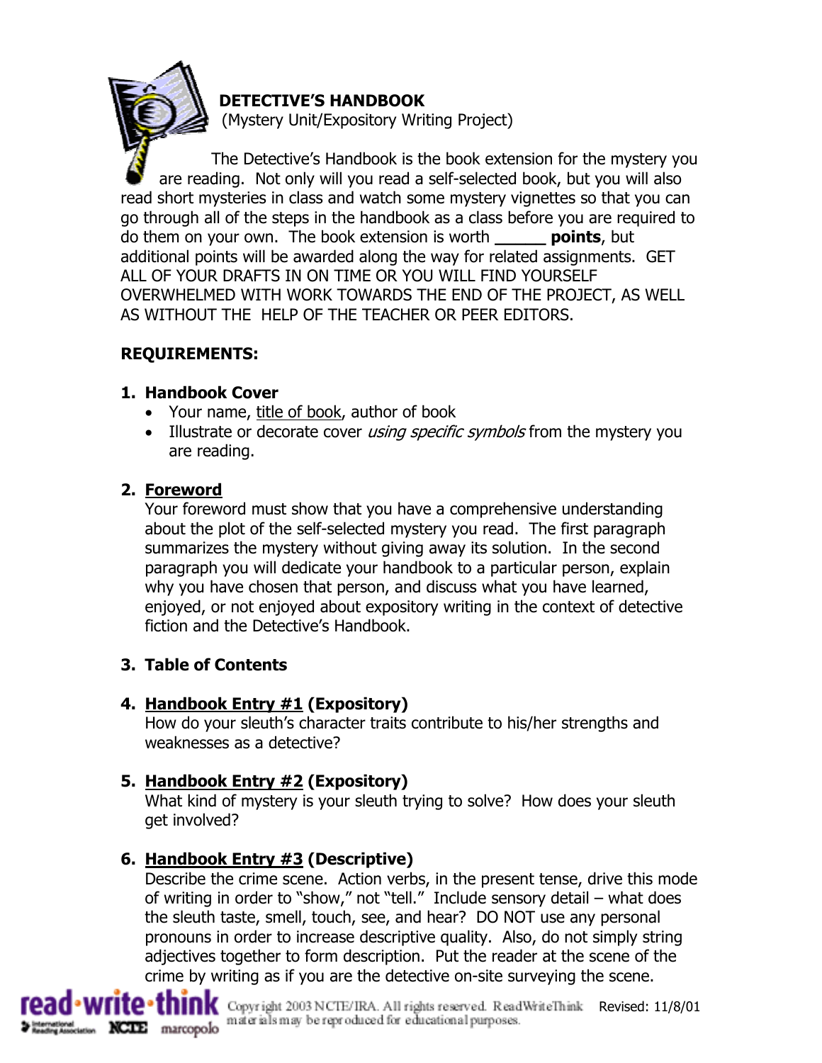# DETECTIVE'S HANDBOOK

(Mystery Unit/Expository Writing Project)

The Detective's Handbook is the book extension for the mystery you are reading. Not only will you read a self-selected book, but you will also read short mysteries in class and watch some mystery vignettes so that you can go through all of the steps in the handbook as a class before you are required to do them on your own. The book extension is worth **_____ points**, but additional points will be awarded along the way for related assignments. GET ALL OF YOUR DRAFTS IN ON TIME OR YOU WILL FIND YOURSELF OVERWHELMED WITH WORK TOWARDS THE END OF THE PROJECT, AS WELL AS WITHOUT THE HELP OF THE TEACHER OR PEER EDITORS.

## REQUIREMENTS:

1. **Handbook Cover**
   - Your name, <u>title of book</u>, author of book
   - Illustrate or decorate cover *using specific symbols* from the mystery you are reading.

2. **<u>Foreword</u>**
   Your foreword must show that you have a comprehensive understanding about the plot of the self-selected mystery you read. The first paragraph summarizes the mystery without giving away its solution. In the second paragraph you will dedicate your handbook to a particular person, explain why you have chosen that person, and discuss what you have learned, enjoyed, or not enjoyed about expository writing in the context of detective fiction and the Detective's Handbook.

3. **Table of Contents**

4. **<u>Handbook Entry #1</u> (Expository)**
   How do your sleuth's character traits contribute to his/her strengths and weaknesses as a detective?

5. **<u>Handbook Entry #2</u> (Expository)**
   What kind of mystery is your sleuth trying to solve? How does your sleuth get involved?

6. **<u>Handbook Entry #3</u> (Descriptive)**
   Describe the crime scene. Action verbs, in the present tense, drive this mode of writing in order to "show," not "tell." Include sensory detail – what does the sleuth taste, smell, touch, see, and hear? DO NOT use any personal pronouns in order to increase descriptive quality. Also, do not simply string adjectives together to form description. Put the reader at the scene of the crime by writing as if you are the detective on-site surveying the scene.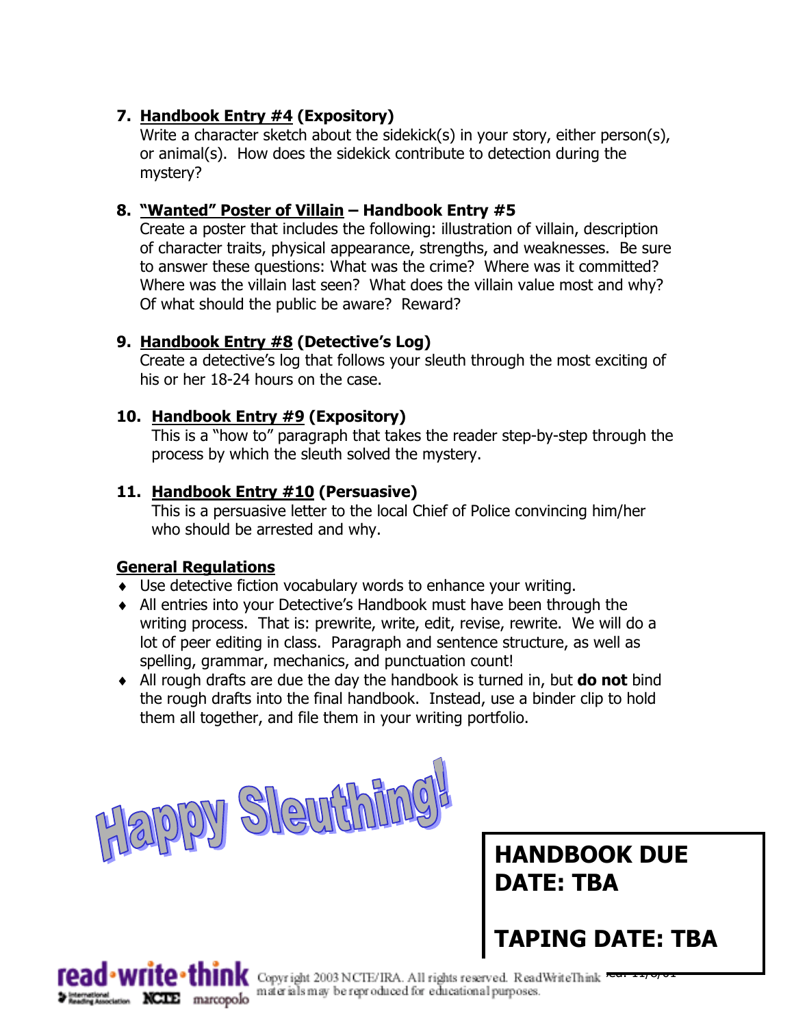7. **Handbook Entry #4 (Expository)**
   Write a character sketch about the sidekick(s) in your story, either person(s), or animal(s). How does the sidekick contribute to detection during the mystery?

8. **"Wanted" Poster of Villain – Handbook Entry #5**
   Create a poster that includes the following: illustration of villain, description of character traits, physical appearance, strengths, and weaknesses. Be sure to answer these questions: What was the crime? Where was it committed? Where was the villain last seen? What does the villain value most and why? Of what should the public be aware? Reward?

9. **Handbook Entry #8 (Detective's Log)**
   Create a detective's log that follows your sleuth through the most exciting of his or her 18-24 hours on the case.

10. **Handbook Entry #9 (Expository)**
    This is a "how to" paragraph that takes the reader step-by-step through the process by which the sleuth solved the mystery.

11. **Handbook Entry #10 (Persuasive)**
    This is a persuasive letter to the local Chief of Police convincing him/her who should be arrested and why.

**General Regulations**

- Use detective fiction vocabulary words to enhance your writing.
- All entries into your Detective's Handbook must have been through the writing process. That is: prewrite, write, edit, revise, rewrite. We will do a lot of peer editing in class. Paragraph and sentence structure, as well as spelling, grammar, mechanics, and punctuation count!
- All rough drafts are due the day the handbook is turned in, but **do not** bind the rough drafts into the final handbook. Instead, use a binder clip to hold them all together, and file them in your writing portfolio.

Happy Sleuthing!

**HANDBOOK DUE DATE: TBA**

**TAPING DATE: TBA**

Copyright 2003 NCTE/IRA. All rights reserved. ReadWriteThink materials may be reproduced for educational purposes.